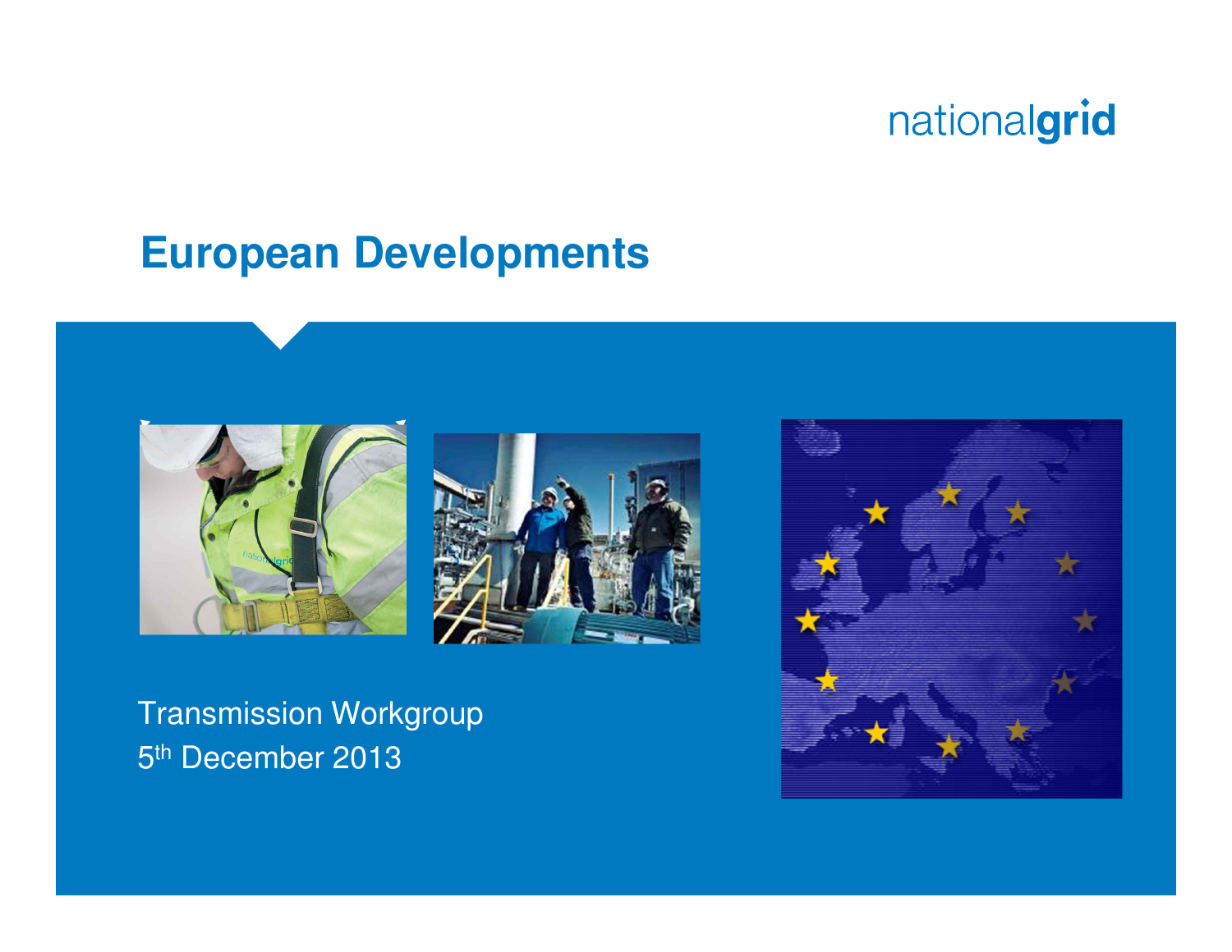nationalgrid

# European Developments

Transmission Workgroup
5th December 2013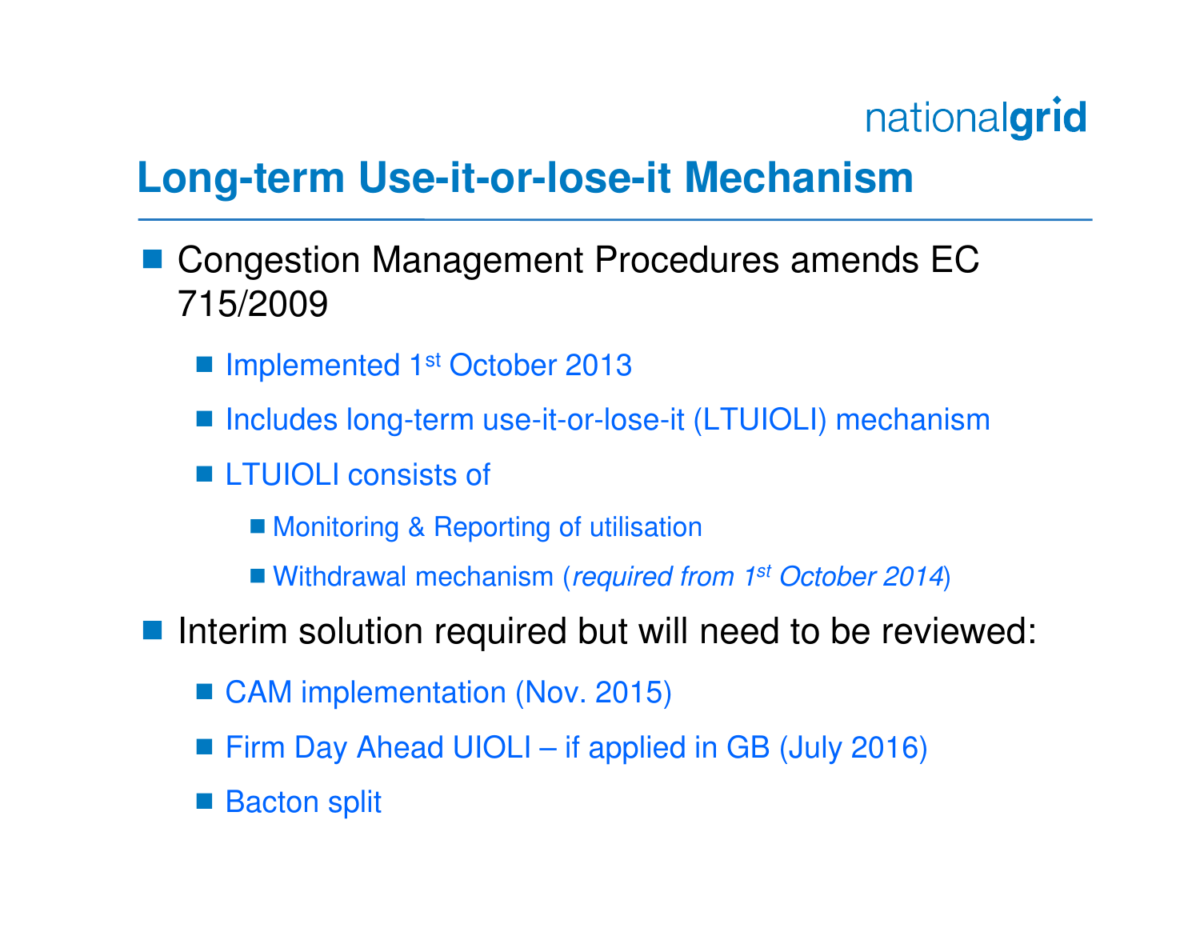# Long-term Use-it-or-lose-it Mechanism

- Congestion Management Procedures amends EC 715/2009
  - Implemented 1st October 2013
  - Includes long-term use-it-or-lose-it (LTUIOLI) mechanism
  - LTUIOLI consists of
    - Monitoring & Reporting of utilisation
    - Withdrawal mechanism (*required from 1st October 2014*)
- Interim solution required but will need to be reviewed:
  - CAM implementation (Nov. 2015)
  - Firm Day Ahead UIOLI – if applied in GB (July 2016)
  - Bacton split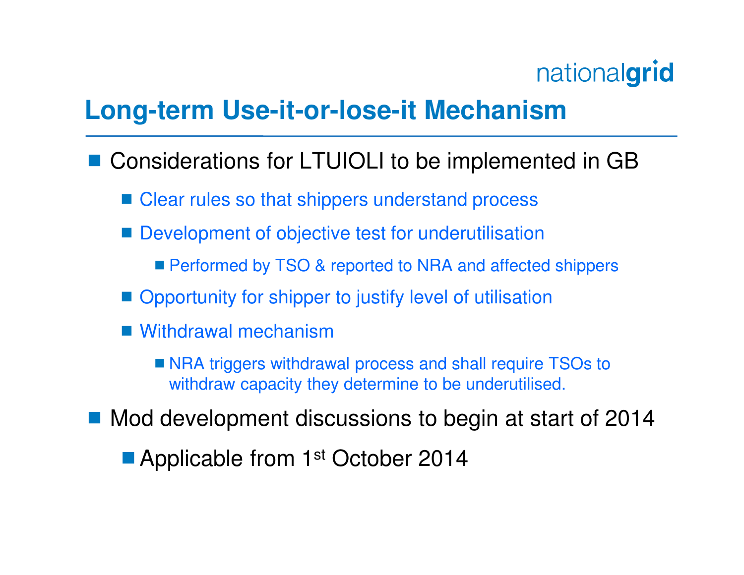# Long-term Use-it-or-lose-it Mechanism

- Considerations for LTUIOLI to be implemented in GB
  - Clear rules so that shippers understand process
  - Development of objective test for underutilisation
    - Performed by TSO & reported to NRA and affected shippers
  - Opportunity for shipper to justify level of utilisation
  - Withdrawal mechanism
    - NRA triggers withdrawal process and shall require TSOs to withdraw capacity they determine to be underutilised.
- Mod development discussions to begin at start of 2014
  - Applicable from 1st October 2014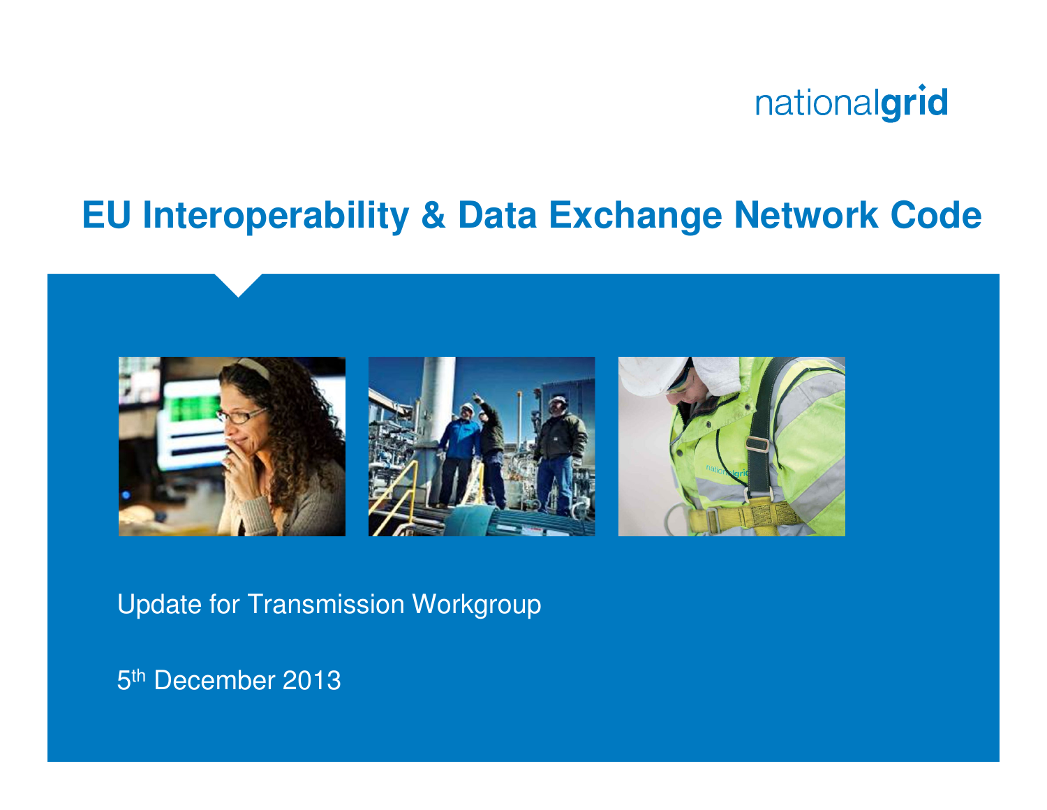# EU Interoperability & Data Exchange Network Code

Update for Transmission Workgroup

5th December 2013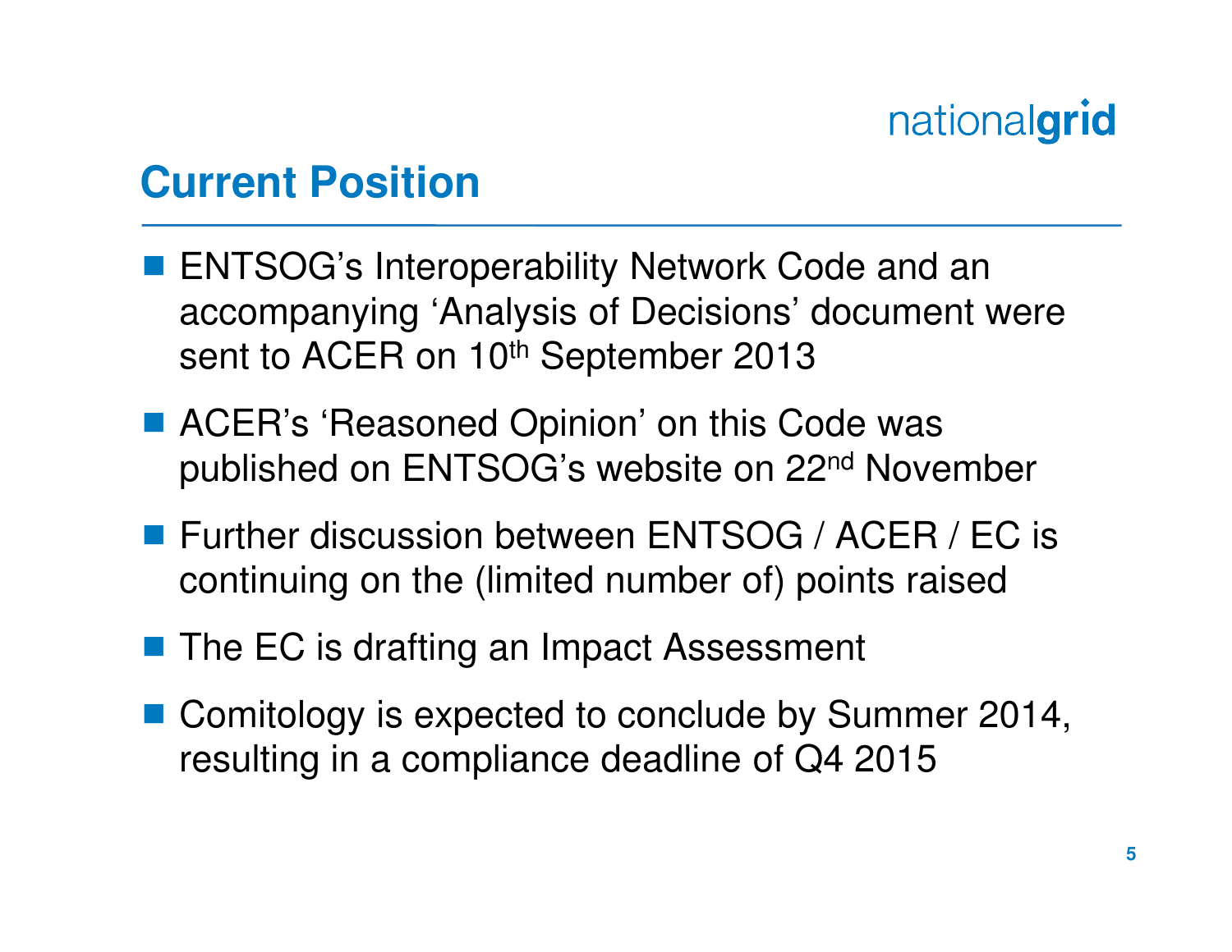## Current Position

- ENTSOG's Interoperability Network Code and an accompanying 'Analysis of Decisions' document were sent to ACER on 10th September 2013
- ACER's 'Reasoned Opinion' on this Code was published on ENTSOG's website on 22nd November
- Further discussion between ENTSOG / ACER / EC is continuing on the (limited number of) points raised
- The EC is drafting an Impact Assessment
- Comitology is expected to conclude by Summer 2014, resulting in a compliance deadline of Q4 2015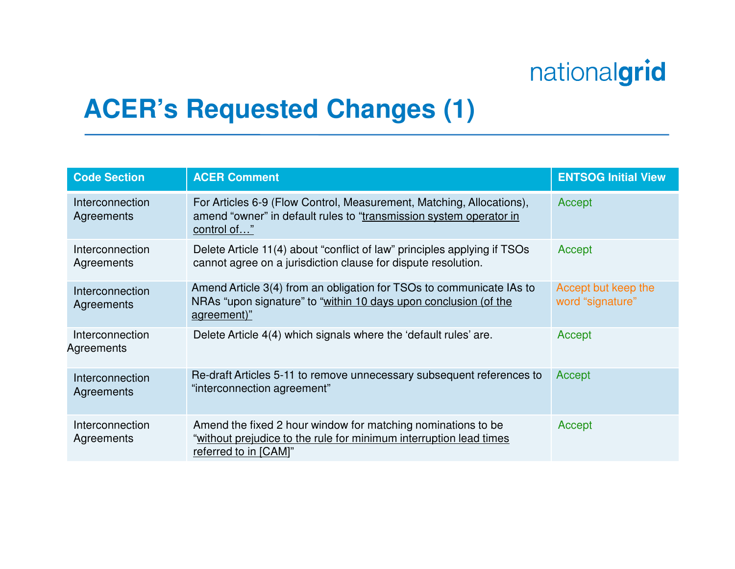# ACER's Requested Changes (1)

| Code Section | ACER Comment | ENTSOG Initial View |
|---|---|---|
| Interconnection Agreements | For Articles 6-9 (Flow Control, Measurement, Matching, Allocations), amend "owner" in default rules to "transmission system operator in control of…" | Accept |
| Interconnection Agreements | Delete Article 11(4) about "conflict of law" principles applying if TSOs cannot agree on a jurisdiction clause for dispute resolution. | Accept |
| Interconnection Agreements | Amend Article 3(4) from an obligation for TSOs to communicate IAs to NRAs "upon signature" to "within 10 days upon conclusion (of the agreement)" | Accept but keep the word "signature" |
| Interconnection Agreements | Delete Article 4(4) which signals where the 'default rules' are. | Accept |
| Interconnection Agreements | Re-draft Articles 5-11 to remove unnecessary subsequent references to "interconnection agreement" | Accept |
| Interconnection Agreements | Amend the fixed 2 hour window for matching nominations to be "without prejudice to the rule for minimum interruption lead times referred to in [CAM]" | Accept |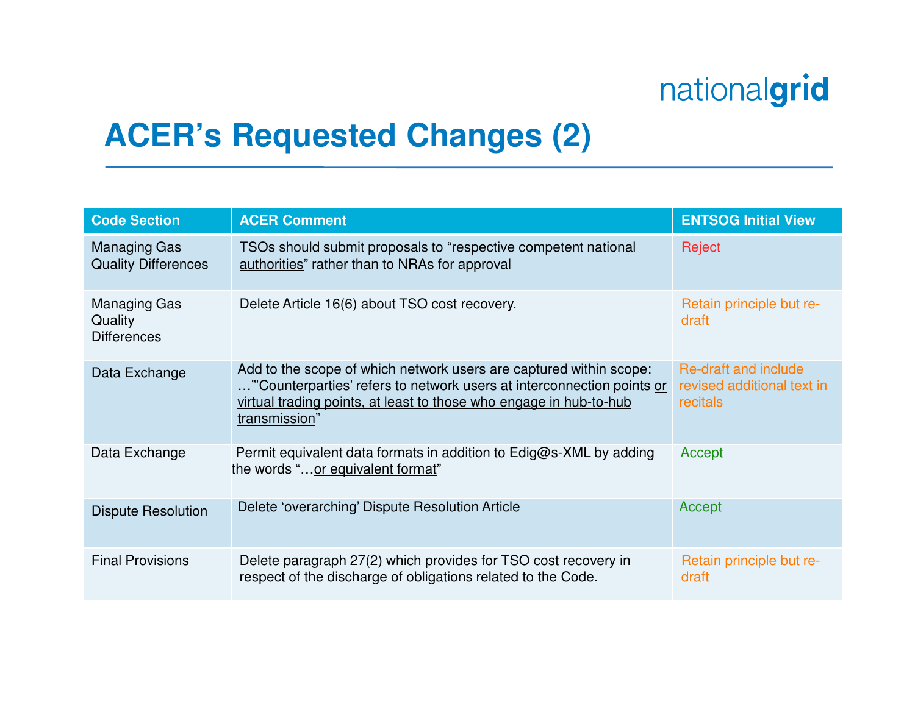# ACER's Requested Changes (2)

| Code Section | ACER Comment | ENTSOG Initial View |
| --- | --- | --- |
| Managing Gas Quality Differences | TSOs should submit proposals to "respective competent national authorities" rather than to NRAs for approval | Reject |
| Managing Gas Quality Differences | Delete Article 16(6) about TSO cost recovery. | Retain principle but re-draft |
| Data Exchange | Add to the scope of which network users are captured within scope: …"'Counterparties' refers to network users at interconnection points or virtual trading points, at least to those who engage in hub-to-hub transmission" | Re-draft and include revised additional text in recitals |
| Data Exchange | Permit equivalent data formats in addition to Edig@s-XML by adding the words "…or equivalent format" | Accept |
| Dispute Resolution | Delete 'overarching' Dispute Resolution Article | Accept |
| Final Provisions | Delete paragraph 27(2) which provides for TSO cost recovery in respect of the discharge of obligations related to the Code. | Retain principle but re-draft |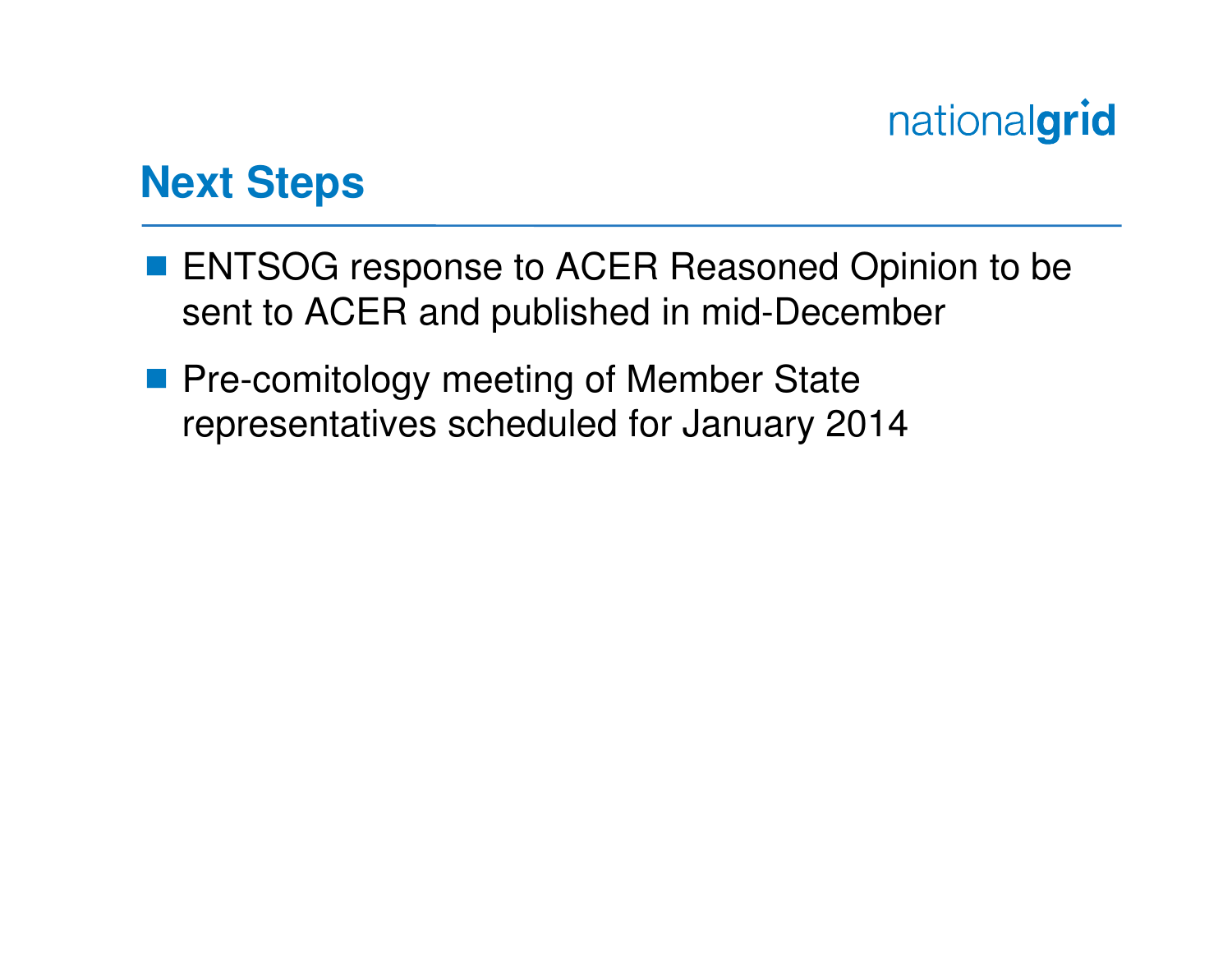## Next Steps

- ENTSOG response to ACER Reasoned Opinion to be sent to ACER and published in mid-December
- Pre-comitology meeting of Member State representatives scheduled for January 2014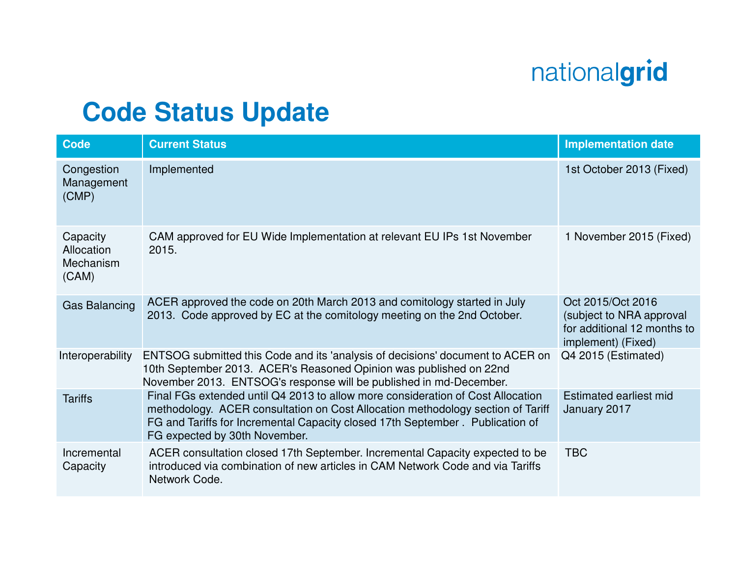nationalgrid

# Code Status Update

| Code | Current Status | Implementation date |
|---|---|---|
| Congestion Management (CMP) | Implemented | 1st October 2013 (Fixed) |
| Capacity Allocation Mechanism (CAM) | CAM approved for EU Wide Implementation at relevant EU IPs 1st November 2015. | 1 November 2015 (Fixed) |
| Gas Balancing | ACER approved the code on 20th March 2013 and comitology started in July 2013. Code approved by EC at the comitology meeting on the 2nd October. | Oct 2015/Oct 2016 (subject to NRA approval for additional 12 months to implement) (Fixed) |
| Interoperability | ENTSOG submitted this Code and its 'analysis of decisions' document to ACER on 10th September 2013. ACER's Reasoned Opinion was published on 22nd November 2013. ENTSOG's response will be published in md-December. | Q4 2015 (Estimated) |
| Tariffs | Final FGs extended until Q4 2013 to allow more consideration of Cost Allocation methodology. ACER consultation on Cost Allocation methodology section of Tariff FG and Tariffs for Incremental Capacity closed 17th September . Publication of FG expected by 30th November. | Estimated earliest mid January 2017 |
| Incremental Capacity | ACER consultation closed 17th September. Incremental Capacity expected to be introduced via combination of new articles in CAM Network Code and via Tariffs Network Code. | TBC |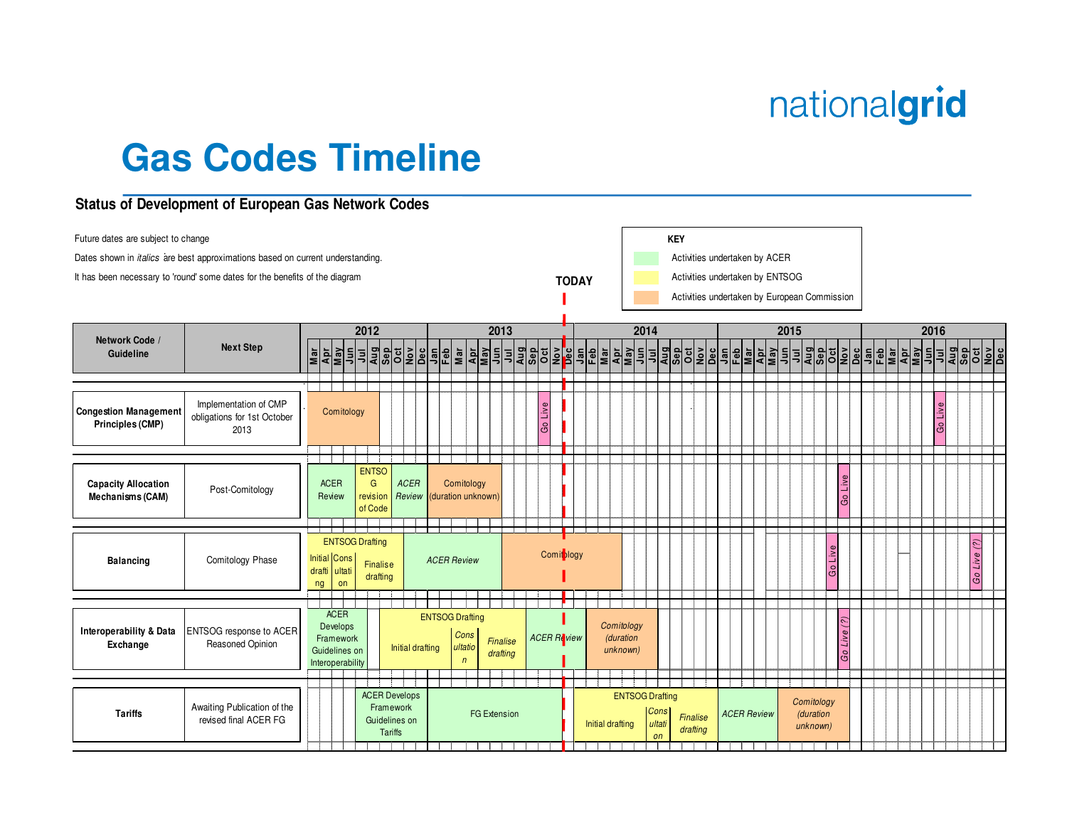nationalgrid

# Gas Codes Timeline

## Status of Development of European Gas Network Codes

Future dates are subject to change

Dates shown in *italics* are best approximations based on current understanding.

It has been necessary to 'round' some dates for the benefits of the diagram

**KEY**

- Activities undertaken by ACER
- Activities undertaken by ENTSOG
- Activities undertaken by European Commission

**TODAY** (Dec 2013)

| Network Code / Guideline | Next Step | Timeline (Mar 2012 – Dec 2016) |
|---|---|---|
| **Congestion Management Principles (CMP)** | Implementation of CMP obligations for 1st October 2013 | Comitology (Mar 2012 – Aug 2012); Go Live (Oct 2013); Go Live (Jul 2016) |
| **Capacity Allocation Mechanisms (CAM)** | Post-Comitology | ACER Review (Mar 2012 – Jun 2012); ENTSOG revision of Code (Jul 2012 – Aug 2012); *ACER Review* (Sep 2012 – Dec 2012); Comitology (duration unknown) (Jan 2013 – Jun 2013); Go Live (Nov 2015) |
| **Balancing** | Comitology Phase | ENTSOG Drafting: Initial drafting, Consultation, Finalise drafting (Mar 2012 – Oct 2012); *ACER Review* (Nov 2012 – Jun 2013); Comitology (Jul 2013 – Apr 2014); Go Live (Oct 2015); *Go Live (?)* (Oct 2016) |
| **Interoperability & Data Exchange** | ENTSOG response to ACER Reasoned Opinion | ACER Develops Framework Guidelines on Interoperability (Mar 2012 – Jul 2012); ENTSOG Drafting: Initial drafting, *Consultation*, *Finalise drafting* (Aug 2012 – Jul 2013); *ACER Review* (Aug 2013 – Dec 2013); *Comitology (duration unknown)* (Jan 2014 – Jun 2014); *Go Live (?)* (Nov 2015) |
| **Tariffs** | Awaiting Publication of the revised final ACER FG | ACER Develops Framework Guidelines on Tariffs (Jul 2012 – Dec 2012); FG Extension (Jan 2013 – Dec 2013); ENTSOG Drafting: Initial drafting, *Consultation*, *Finalise drafting* (Jan 2014 – Dec 2014); *ACER Review* (Jan 2015 – May 2015); *Comitology (duration unknown)* (Jun 2015 – Nov 2015) |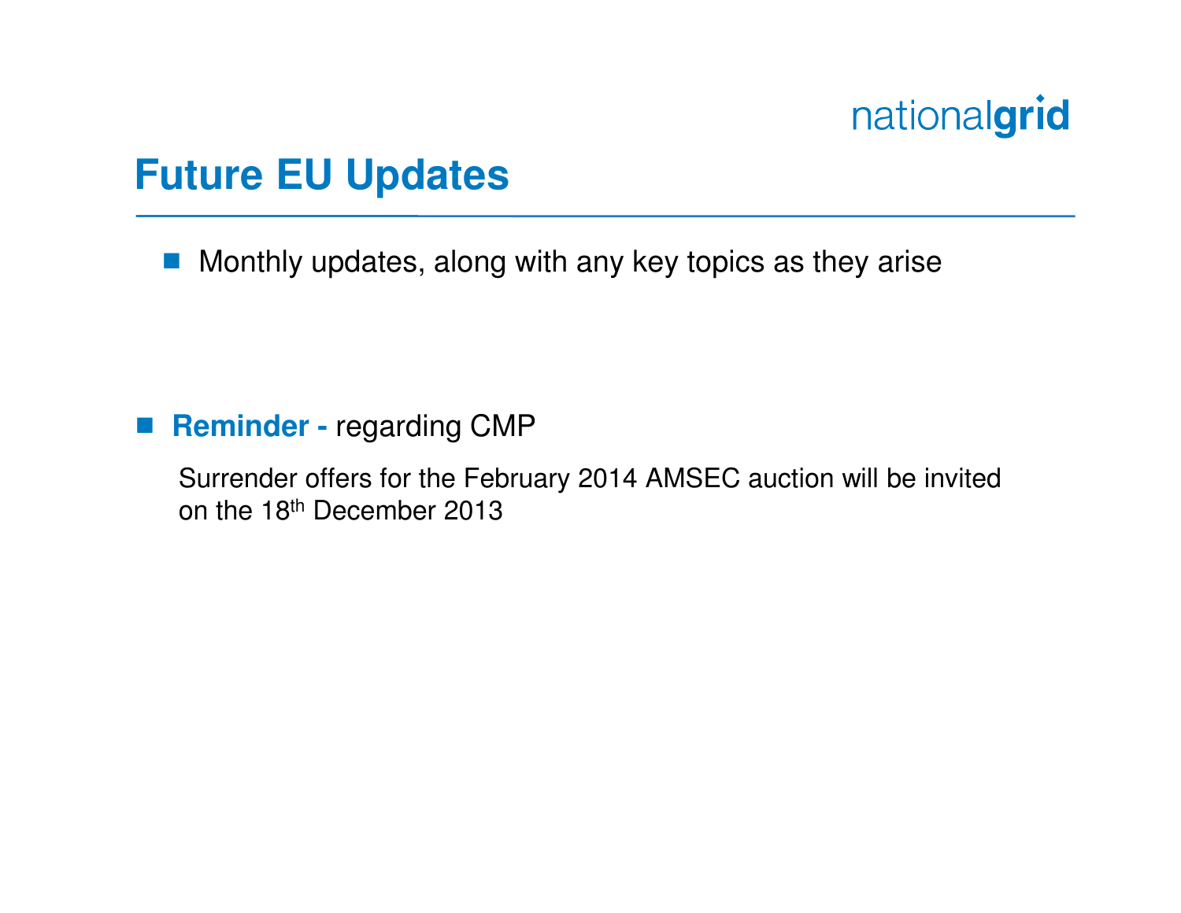# Future EU Updates

- Monthly updates, along with any key topics as they arise

- **Reminder -** regarding CMP

  Surrender offers for the February 2014 AMSEC auction will be invited on the 18th December 2013